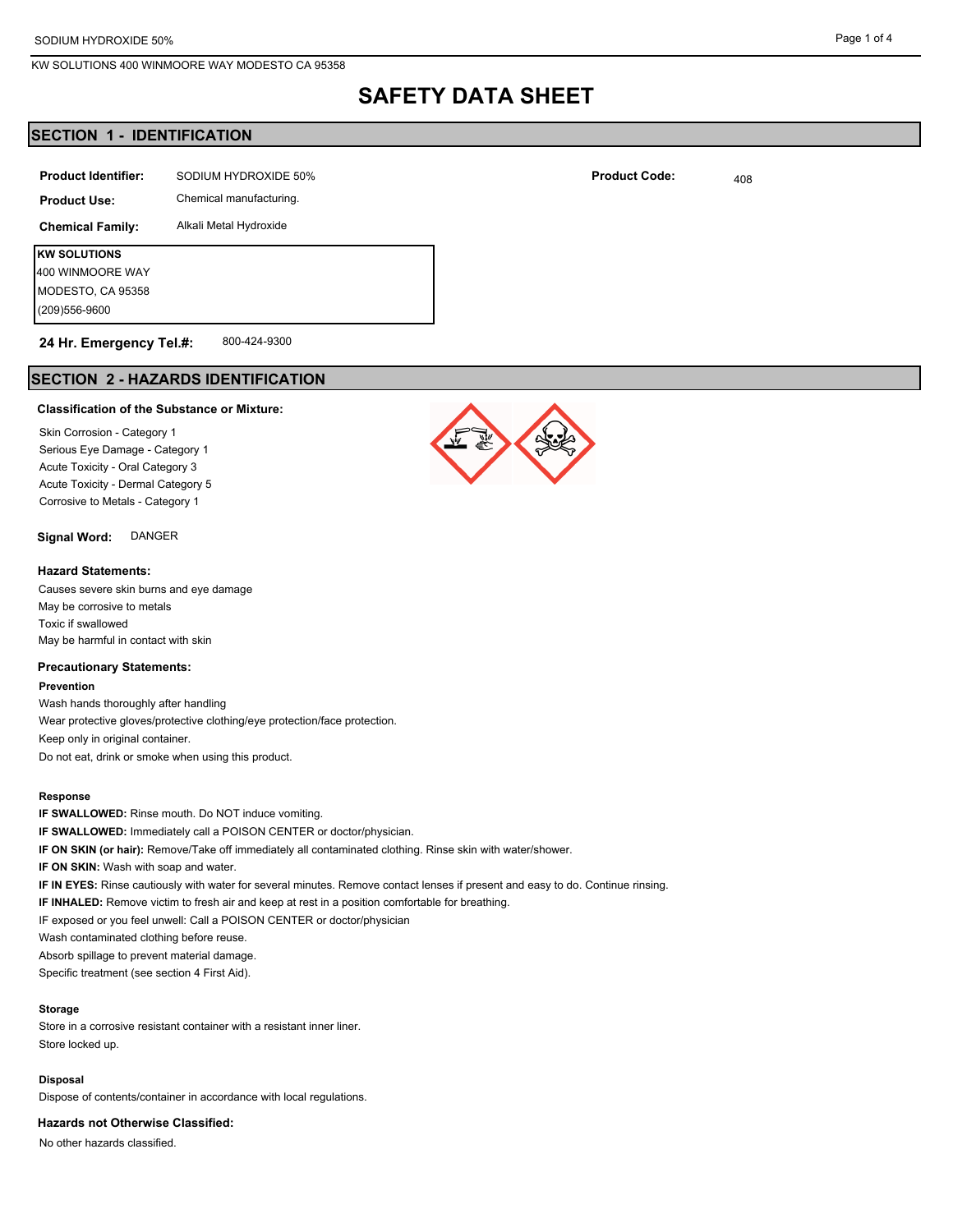# SAFETY DATA SHEET

## SECTION 1 - IDENTIFICATION

**Product Identifier:** SODIUM HYDROXIDE 50%

**Product Code:** 408

**Product Use:** Chemical manufacturing.

**Chemical Family:** Alkali Metal Hydroxide

**KW SOLUTIONS**
400 WINMOORE WAY
MODESTO, CA 95358
(209)556-9600

**24 Hr. Emergency Tel.#:** 800-424-9300

## SECTION 2 - HAZARDS IDENTIFICATION

**Classification of the Substance or Mixture:**

Skin Corrosion - Category 1
Serious Eye Damage - Category 1
Acute Toxicity - Oral Category 3
Acute Toxicity - Dermal Category 5
Corrosive to Metals - Category 1

**Signal Word:** DANGER

**Hazard Statements:**

Causes severe skin burns and eye damage
May be corrosive to metals
Toxic if swallowed
May be harmful in contact with skin

**Precautionary Statements:**

**Prevention**

Wash hands thoroughly after handling
Wear protective gloves/protective clothing/eye protection/face protection.
Keep only in original container.
Do not eat, drink or smoke when using this product.

**Response**

**IF SWALLOWED:** Rinse mouth. Do NOT induce vomiting.
**IF SWALLOWED:** Immediately call a POISON CENTER or doctor/physician.
**IF ON SKIN (or hair):** Remove/Take off immediately all contaminated clothing. Rinse skin with water/shower.
**IF ON SKIN:** Wash with soap and water.
**IF IN EYES:** Rinse cautiously with water for several minutes. Remove contact lenses if present and easy to do. Continue rinsing.
**IF INHALED:** Remove victim to fresh air and keep at rest in a position comfortable for breathing.
IF exposed or you feel unwell: Call a POISON CENTER or doctor/physician
Wash contaminated clothing before reuse.
Absorb spillage to prevent material damage.
Specific treatment (see section 4 First Aid).

**Storage**

Store in a corrosive resistant container with a resistant inner liner.
Store locked up.

**Disposal**

Dispose of contents/container in accordance with local regulations.

**Hazards not Otherwise Classified:**

No other hazards classified.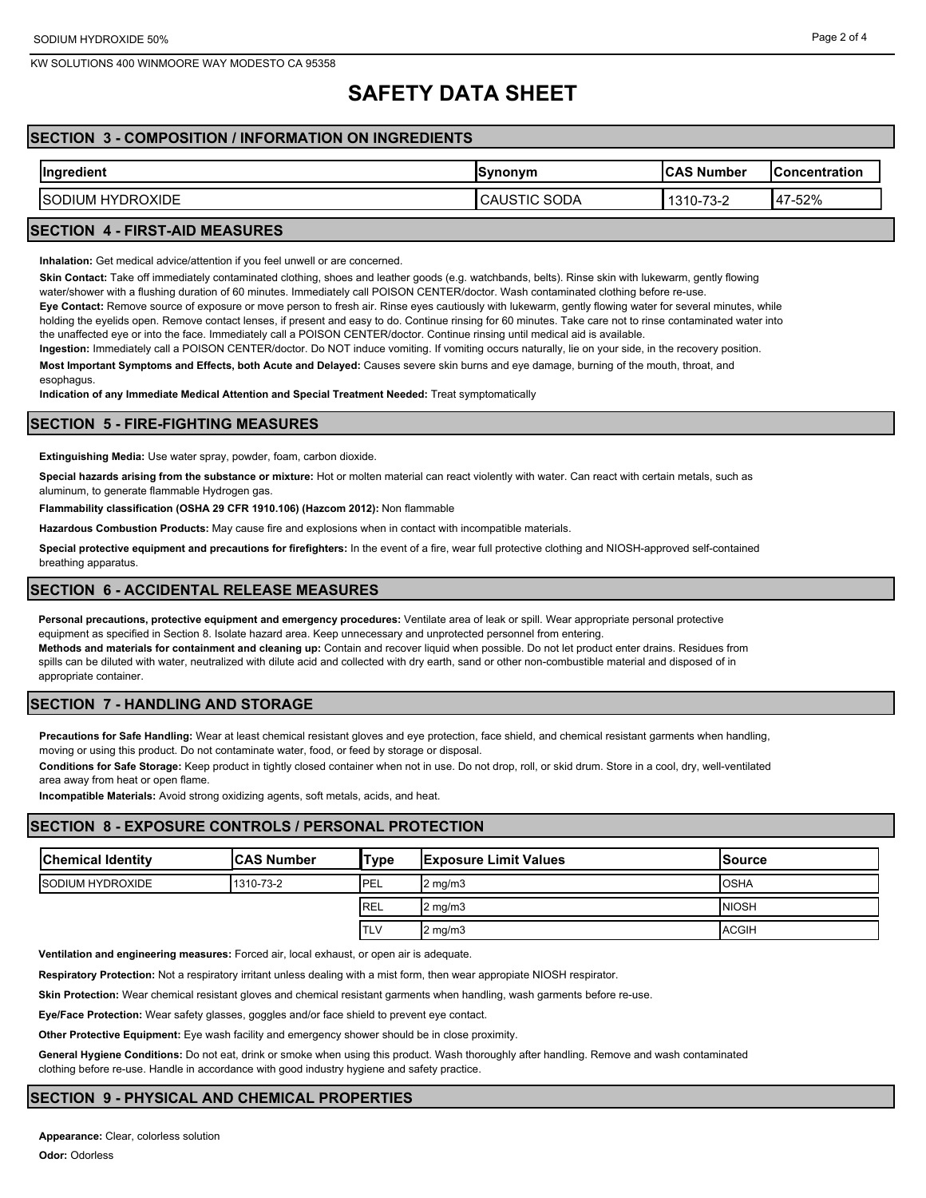# SAFETY DATA SHEET

## SECTION 3 - COMPOSITION / INFORMATION ON INGREDIENTS

| Ingredient | Synonym | CAS Number | Concentration |
| --- | --- | --- | --- |
| SODIUM HYDROXIDE | CAUSTIC SODA | 1310-73-2 | 47-52% |

## SECTION 4 - FIRST-AID MEASURES

**Inhalation:** Get medical advice/attention if you feel unwell or are concerned.

**Skin Contact:** Take off immediately contaminated clothing, shoes and leather goods (e.g. watchbands, belts). Rinse skin with lukewarm, gently flowing water/shower with a flushing duration of 60 minutes. Immediately call POISON CENTER/doctor. Wash contaminated clothing before re-use.

**Eye Contact:** Remove source of exposure or move person to fresh air. Rinse eyes cautiously with lukewarm, gently flowing water for several minutes, while holding the eyelids open. Remove contact lenses, if present and easy to do. Continue rinsing for 60 minutes. Take care not to rinse contaminated water into the unaffected eye or into the face. Immediately call a POISON CENTER/doctor. Continue rinsing until medical aid is available.

**Ingestion:** Immediately call a POISON CENTER/doctor. Do NOT induce vomiting. If vomiting occurs naturally, lie on your side, in the recovery position.

**Most Important Symptoms and Effects, both Acute and Delayed:** Causes severe skin burns and eye damage, burning of the mouth, throat, and esophagus.

**Indication of any Immediate Medical Attention and Special Treatment Needed:** Treat symptomatically

## SECTION 5 - FIRE-FIGHTING MEASURES

**Extinguishing Media:** Use water spray, powder, foam, carbon dioxide.

**Special hazards arising from the substance or mixture:** Hot or molten material can react violently with water. Can react with certain metals, such as aluminum, to generate flammable Hydrogen gas.

**Flammability classification (OSHA 29 CFR 1910.106) (Hazcom 2012):** Non flammable

**Hazardous Combustion Products:** May cause fire and explosions when in contact with incompatible materials.

**Special protective equipment and precautions for firefighters:** In the event of a fire, wear full protective clothing and NIOSH-approved self-contained breathing apparatus.

## SECTION 6 - ACCIDENTAL RELEASE MEASURES

**Personal precautions, protective equipment and emergency procedures:** Ventilate area of leak or spill. Wear appropriate personal protective equipment as specified in Section 8. Isolate hazard area. Keep unnecessary and unprotected personnel from entering.

**Methods and materials for containment and cleaning up:** Contain and recover liquid when possible. Do not let product enter drains. Residues from spills can be diluted with water, neutralized with dilute acid and collected with dry earth, sand or other non-combustible material and disposed of in appropriate container.

## SECTION 7 - HANDLING AND STORAGE

**Precautions for Safe Handling:** Wear at least chemical resistant gloves and eye protection, face shield, and chemical resistant garments when handling, moving or using this product. Do not contaminate water, food, or feed by storage or disposal.

**Conditions for Safe Storage:** Keep product in tightly closed container when not in use. Do not drop, roll, or skid drum. Store in a cool, dry, well-ventilated area away from heat or open flame.

**Incompatible Materials:** Avoid strong oxidizing agents, soft metals, acids, and heat.

## SECTION 8 - EXPOSURE CONTROLS / PERSONAL PROTECTION

| Chemical Identity | CAS Number | Type | Exposure Limit Values | Source |
| --- | --- | --- | --- | --- |
| SODIUM HYDROXIDE | 1310-73-2 | PEL | 2 mg/m3 | OSHA |
| | | REL | 2 mg/m3 | NIOSH |
| | | TLV | 2 mg/m3 | ACGIH |

**Ventilation and engineering measures:** Forced air, local exhaust, or open air is adequate.

**Respiratory Protection:** Not a respiratory irritant unless dealing with a mist form, then wear appropiate NIOSH respirator.

**Skin Protection:** Wear chemical resistant gloves and chemical resistant garments when handling, wash garments before re-use.

**Eye/Face Protection:** Wear safety glasses, goggles and/or face shield to prevent eye contact.

**Other Protective Equipment:** Eye wash facility and emergency shower should be in close proximity.

**General Hygiene Conditions:** Do not eat, drink or smoke when using this product. Wash thoroughly after handling. Remove and wash contaminated clothing before re-use. Handle in accordance with good industry hygiene and safety practice.

## SECTION 9 - PHYSICAL AND CHEMICAL PROPERTIES

**Appearance:** Clear, colorless solution

**Odor:** Odorless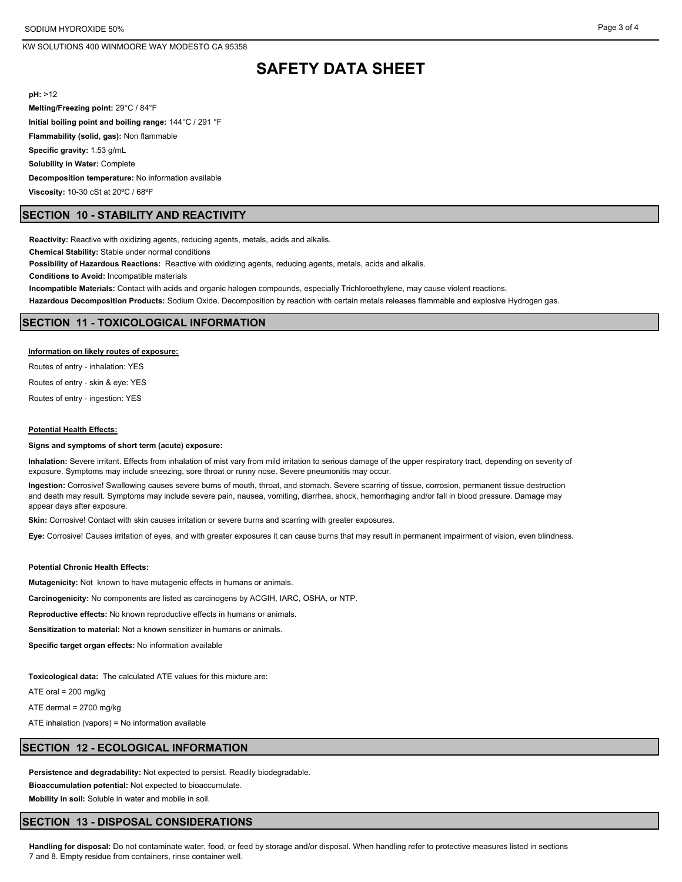# SAFETY DATA SHEET

**pH:** >12

**Melting/Freezing point:** 29°C / 84°F

**Initial boiling point and boiling range:** 144°C / 291 °F

**Flammability (solid, gas):** Non flammable

**Specific gravity:** 1.53 g/mL

**Solubility in Water:** Complete

**Decomposition temperature:** No information available

**Viscosity:** 10-30 cSt at 20ºC / 68ºF

## SECTION 10 - STABILITY AND REACTIVITY

**Reactivity:** Reactive with oxidizing agents, reducing agents, metals, acids and alkalis.

**Chemical Stability:** Stable under normal conditions

**Possibility of Hazardous Reactions:** Reactive with oxidizing agents, reducing agents, metals, acids and alkalis.

**Conditions to Avoid:** Incompatible materials

**Incompatible Materials:** Contact with acids and organic halogen compounds, especially Trichloroethylene, may cause violent reactions.

**Hazardous Decomposition Products:** Sodium Oxide. Decomposition by reaction with certain metals releases flammable and explosive Hydrogen gas.

## SECTION 11 - TOXICOLOGICAL INFORMATION

**Information on likely routes of exposure:**

Routes of entry - inhalation: YES

Routes of entry - skin & eye: YES

Routes of entry - ingestion: YES

**Potential Health Effects:**

**Signs and symptoms of short term (acute) exposure:**

**Inhalation:** Severe irritant. Effects from inhalation of mist vary from mild irritation to serious damage of the upper respiratory tract, depending on severity of exposure. Symptoms may include sneezing, sore throat or runny nose. Severe pneumonitis may occur.

**Ingestion:** Corrosive! Swallowing causes severe burns of mouth, throat, and stomach. Severe scarring of tissue, corrosion, permanent tissue destruction and death may result. Symptoms may include severe pain, nausea, vomiting, diarrhea, shock, hemorrhaging and/or fall in blood pressure. Damage may appear days after exposure.

**Skin:** Corrosive! Contact with skin causes irritation or severe burns and scarring with greater exposures.

**Eye:** Corrosive! Causes irritation of eyes, and with greater exposures it can cause burns that may result in permanent impairment of vision, even blindness.

**Potential Chronic Health Effects:**

**Mutagenicity:** Not known to have mutagenic effects in humans or animals.

**Carcinogenicity:** No components are listed as carcinogens by ACGIH, IARC, OSHA, or NTP.

**Reproductive effects:** No known reproductive effects in humans or animals.

**Sensitization to material:** Not a known sensitizer in humans or animals.

**Specific target organ effects:** No information available

**Toxicological data:** The calculated ATE values for this mixture are:

ATE oral = 200 mg/kg

ATE dermal = 2700 mg/kg

ATE inhalation (vapors) = No information available

## SECTION 12 - ECOLOGICAL INFORMATION

**Persistence and degradability:** Not expected to persist. Readily biodegradable.

**Bioaccumulation potential:** Not expected to bioaccumulate.

**Mobility in soil:** Soluble in water and mobile in soil.

## SECTION 13 - DISPOSAL CONSIDERATIONS

**Handling for disposal:** Do not contaminate water, food, or feed by storage and/or disposal. When handling refer to protective measures listed in sections 7 and 8. Empty residue from containers, rinse container well.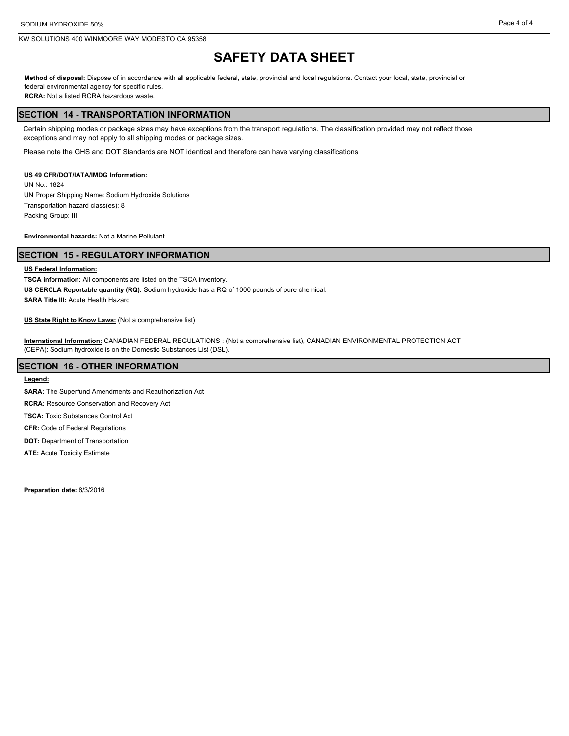# SAFETY DATA SHEET

**Method of disposal:** Dispose of in accordance with all applicable federal, state, provincial and local regulations. Contact your local, state, provincial or federal environmental agency for specific rules.
**RCRA:** Not a listed RCRA hazardous waste.

## SECTION 14 - TRANSPORTATION INFORMATION

Certain shipping modes or package sizes may have exceptions from the transport regulations. The classification provided may not reflect those exceptions and may not apply to all shipping modes or package sizes.

Please note the GHS and DOT Standards are NOT identical and therefore can have varying classifications

**US 49 CFR/DOT/IATA/IMDG Information:**

UN No.: 1824
UN Proper Shipping Name: Sodium Hydroxide Solutions
Transportation hazard class(es): 8
Packing Group: III

**Environmental hazards:** Not a Marine Pollutant

## SECTION 15 - REGULATORY INFORMATION

**US Federal Information:**

**TSCA information:** All components are listed on the TSCA inventory.
**US CERCLA Reportable quantity (RQ):** Sodium hydroxide has a RQ of 1000 pounds of pure chemical.
**SARA Title III:** Acute Health Hazard

**US State Right to Know Laws:** (Not a comprehensive list)

**International Information:** CANADIAN FEDERAL REGULATIONS : (Not a comprehensive list), CANADIAN ENVIRONMENTAL PROTECTION ACT (CEPA): Sodium hydroxide is on the Domestic Substances List (DSL).

## SECTION 16 - OTHER INFORMATION

**Legend:**

**SARA:** The Superfund Amendments and Reauthorization Act

**RCRA:** Resource Conservation and Recovery Act

**TSCA:** Toxic Substances Control Act

**CFR:** Code of Federal Regulations

**DOT:** Department of Transportation

**ATE:** Acute Toxicity Estimate

**Preparation date:** 8/3/2016